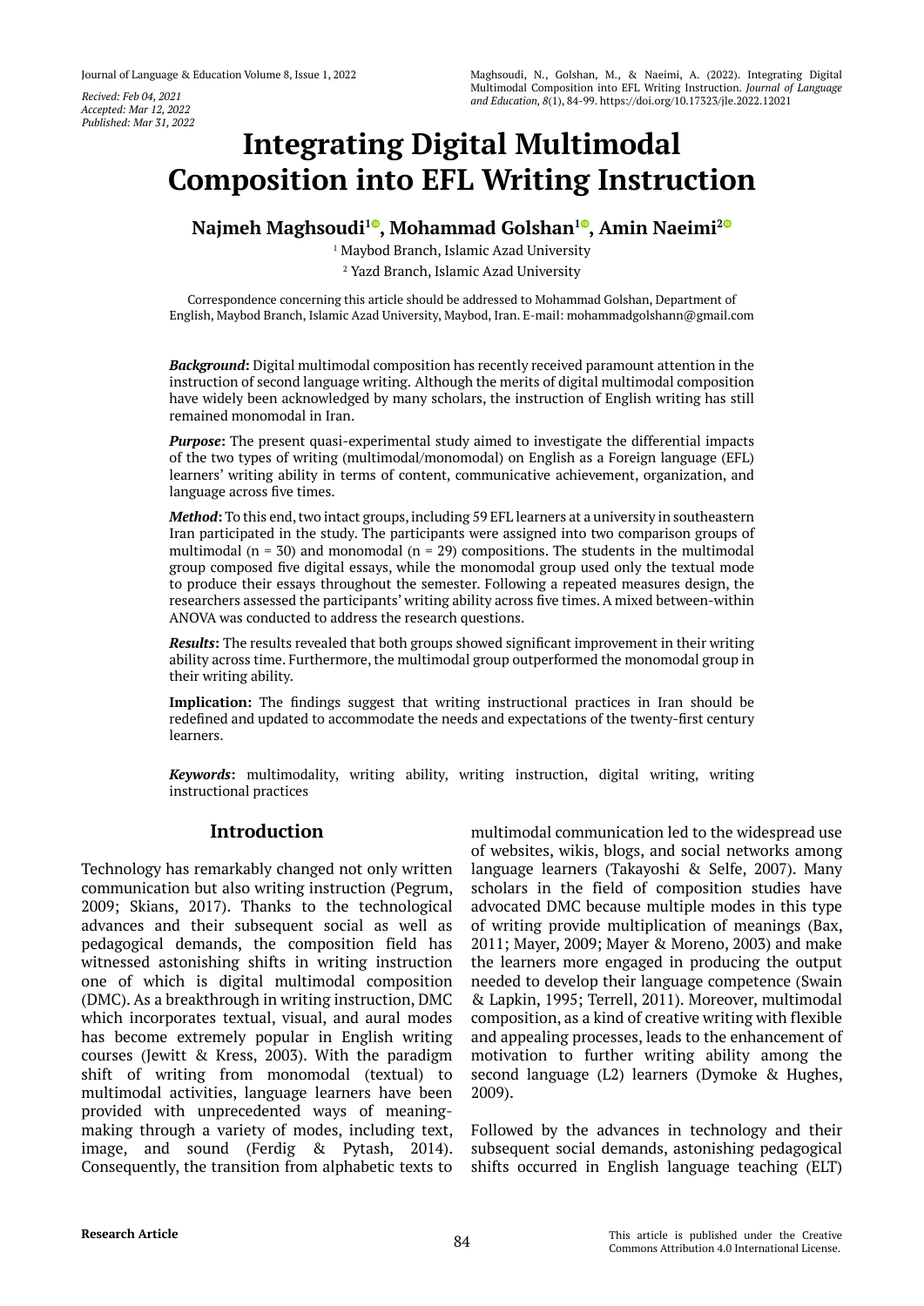Recived: Feb 04, 2021
Accepted: Mar 12, 2022
Published: Mar 31, 2022

Maghsoudi, N., Golshan, M., & Naeimi, A. (2022). Integrating Digital Multimodal Composition into EFL Writing Instruction. *Journal of Language and Education, 8*(1), 84-99. https://doi.org/10.17323/jle.2022.12021

# Integrating Digital Multimodal Composition into EFL Writing Instruction

**Najmeh Maghsoudi[1], Mohammad Golshan[1], Amin Naeimi[2]**

[1] Maybod Branch, Islamic Azad University

[2] Yazd Branch, Islamic Azad University

Correspondence concerning this article should be addressed to Mohammad Golshan, Department of English, Maybod Branch, Islamic Azad University, Maybod, Iran. E-mail: mohammadgolshann@gmail.com

***Background*:** Digital multimodal composition has recently received paramount attention in the instruction of second language writing. Although the merits of digital multimodal composition have widely been acknowledged by many scholars, the instruction of English writing has still remained monomodal in Iran.

***Purpose*:** The present quasi-experimental study aimed to investigate the differential impacts of the two types of writing (multimodal/monomodal) on English as a Foreign language (EFL) learners' writing ability in terms of content, communicative achievement, organization, and language across five times.

***Method*:** To this end, two intact groups, including 59 EFL learners at a university in southeastern Iran participated in the study. The participants were assigned into two comparison groups of multimodal (n = 30) and monomodal (n = 29) compositions. The students in the multimodal group composed five digital essays, while the monomodal group used only the textual mode to produce their essays throughout the semester. Following a repeated measures design, the researchers assessed the participants' writing ability across five times. A mixed between-within ANOVA was conducted to address the research questions.

***Results*:** The results revealed that both groups showed significant improvement in their writing ability across time. Furthermore, the multimodal group outperformed the monomodal group in their writing ability.

**Implication:** The findings suggest that writing instructional practices in Iran should be redefined and updated to accommodate the needs and expectations of the twenty-first century learners.

***Keywords*:** multimodality, writing ability, writing instruction, digital writing, writing instructional practices

## Introduction

Technology has remarkably changed not only written communication but also writing instruction (Pegrum, 2009; Skians, 2017). Thanks to the technological advances and their subsequent social as well as pedagogical demands, the composition field has witnessed astonishing shifts in writing instruction one of which is digital multimodal composition (DMC). As a breakthrough in writing instruction, DMC which incorporates textual, visual, and aural modes has become extremely popular in English writing courses (Jewitt & Kress, 2003). With the paradigm shift of writing from monomodal (textual) to multimodal activities, language learners have been provided with unprecedented ways of meaning-making through a variety of modes, including text, image, and sound (Ferdig & Pytash, 2014). Consequently, the transition from alphabetic texts to multimodal communication led to the widespread use of websites, wikis, blogs, and social networks among language learners (Takayoshi & Selfe, 2007). Many scholars in the field of composition studies have advocated DMC because multiple modes in this type of writing provide multiplication of meanings (Bax, 2011; Mayer, 2009; Mayer & Moreno, 2003) and make the learners more engaged in producing the output needed to develop their language competence (Swain & Lapkin, 1995; Terrell, 2011). Moreover, multimodal composition, as a kind of creative writing with flexible and appealing processes, leads to the enhancement of motivation to further writing ability among the second language (L2) learners (Dymoke & Hughes, 2009).

Followed by the advances in technology and their subsequent social demands, astonishing pedagogical shifts occurred in English language teaching (ELT)

**Research Article**

This article is published under the Creative Commons Attribution 4.0 International License.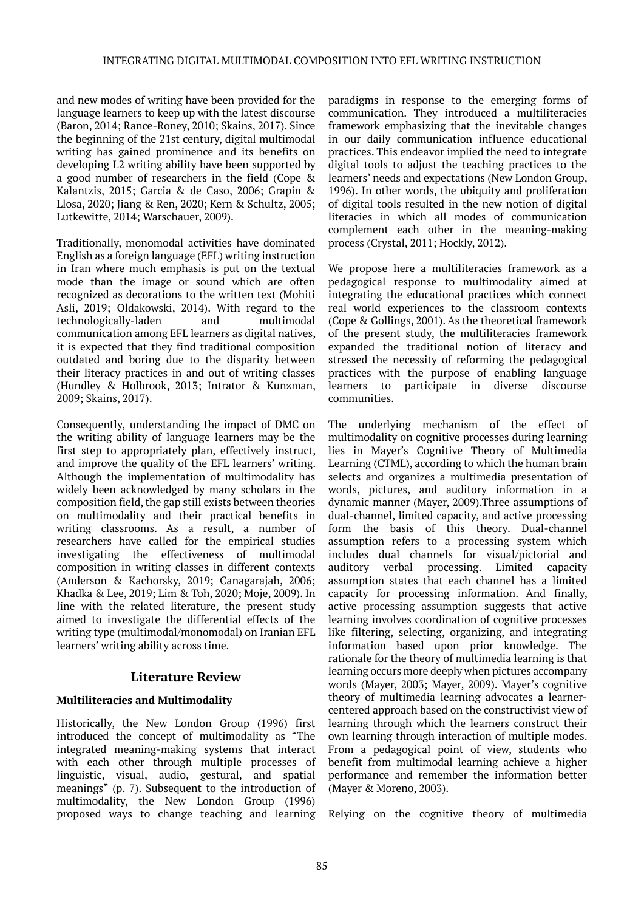and new modes of writing have been provided for the language learners to keep up with the latest discourse (Baron, 2014; Rance-Roney, 2010; Skains, 2017). Since the beginning of the 21st century, digital multimodal writing has gained prominence and its benefits on developing L2 writing ability have been supported by a good number of researchers in the field (Cope & Kalantzis, 2015; Garcia & de Caso, 2006; Grapin & Llosa, 2020; Jiang & Ren, 2020; Kern & Schultz, 2005; Lutkewitte, 2014; Warschauer, 2009).

Traditionally, monomodal activities have dominated English as a foreign language (EFL) writing instruction in Iran where much emphasis is put on the textual mode than the image or sound which are often recognized as decorations to the written text (Mohiti Asli, 2019; Oldakowski, 2014). With regard to the technologically-laden and multimodal communication among EFL learners as digital natives, it is expected that they find traditional composition outdated and boring due to the disparity between their literacy practices in and out of writing classes (Hundley & Holbrook, 2013; Intrator & Kunzman, 2009; Skains, 2017).

Consequently, understanding the impact of DMC on the writing ability of language learners may be the first step to appropriately plan, effectively instruct, and improve the quality of the EFL learners' writing. Although the implementation of multimodality has widely been acknowledged by many scholars in the composition field, the gap still exists between theories on multimodality and their practical benefits in writing classrooms. As a result, a number of researchers have called for the empirical studies investigating the effectiveness of multimodal composition in writing classes in different contexts (Anderson & Kachorsky, 2019; Canagarajah, 2006; Khadka & Lee, 2019; Lim & Toh, 2020; Moje, 2009). In line with the related literature, the present study aimed to investigate the differential effects of the writing type (multimodal/monomodal) on Iranian EFL learners' writing ability across time.

## Literature Review

### Multiliteracies and Multimodality

Historically, the New London Group (1996) first introduced the concept of multimodality as "The integrated meaning-making systems that interact with each other through multiple processes of linguistic, visual, audio, gestural, and spatial meanings" (p. 7). Subsequent to the introduction of multimodality, the New London Group (1996) proposed ways to change teaching and learning paradigms in response to the emerging forms of communication. They introduced a multiliteracies framework emphasizing that the inevitable changes in our daily communication influence educational practices. This endeavor implied the need to integrate digital tools to adjust the teaching practices to the learners' needs and expectations (New London Group, 1996). In other words, the ubiquity and proliferation of digital tools resulted in the new notion of digital literacies in which all modes of communication complement each other in the meaning-making process (Crystal, 2011; Hockly, 2012).

We propose here a multiliteracies framework as a pedagogical response to multimodality aimed at integrating the educational practices which connect real world experiences to the classroom contexts (Cope & Gollings, 2001). As the theoretical framework of the present study, the multiliteracies framework expanded the traditional notion of literacy and stressed the necessity of reforming the pedagogical practices with the purpose of enabling language learners to participate in diverse discourse communities.

The underlying mechanism of the effect of multimodality on cognitive processes during learning lies in Mayer's Cognitive Theory of Multimedia Learning (CTML), according to which the human brain selects and organizes a multimedia presentation of words, pictures, and auditory information in a dynamic manner (Mayer, 2009).Three assumptions of dual-channel, limited capacity, and active processing form the basis of this theory. Dual-channel assumption refers to a processing system which includes dual channels for visual/pictorial and auditory verbal processing. Limited capacity assumption states that each channel has a limited capacity for processing information. And finally, active processing assumption suggests that active learning involves coordination of cognitive processes like filtering, selecting, organizing, and integrating information based upon prior knowledge. The rationale for the theory of multimedia learning is that learning occurs more deeply when pictures accompany words (Mayer, 2003; Mayer, 2009). Mayer's cognitive theory of multimedia learning advocates a learner-centered approach based on the constructivist view of learning through which the learners construct their own learning through interaction of multiple modes. From a pedagogical point of view, students who benefit from multimodal learning achieve a higher performance and remember the information better (Mayer & Moreno, 2003).

Relying on the cognitive theory of multimedia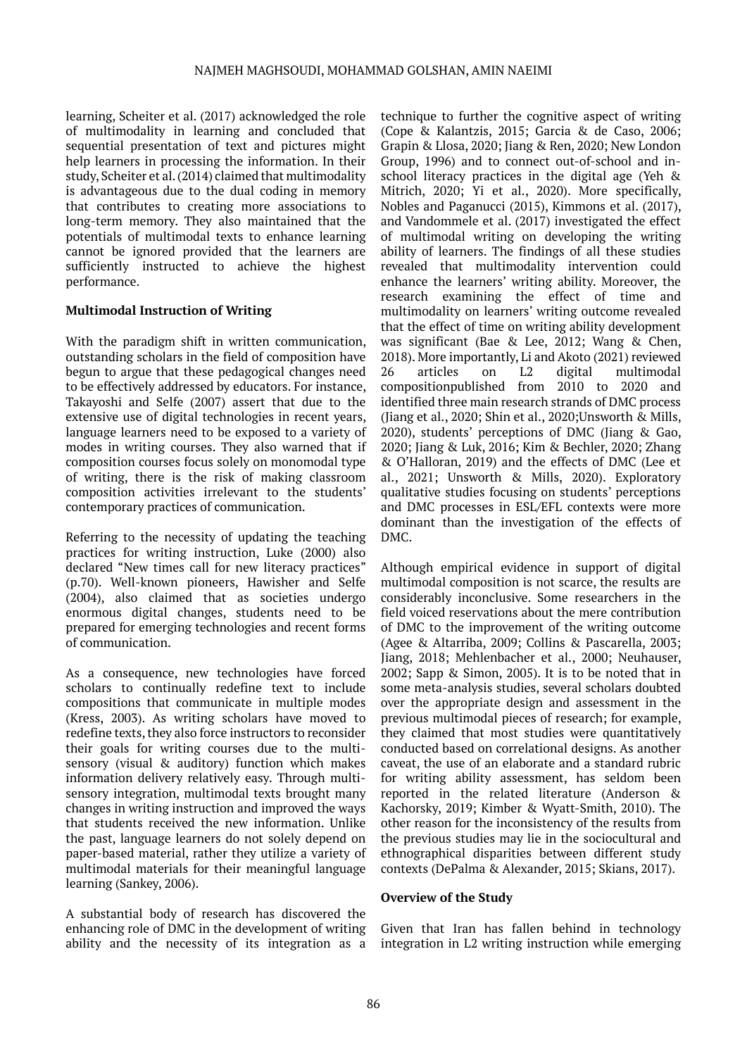learning, Scheiter et al. (2017) acknowledged the role of multimodality in learning and concluded that sequential presentation of text and pictures might help learners in processing the information. In their study, Scheiter et al. (2014) claimed that multimodality is advantageous due to the dual coding in memory that contributes to creating more associations to long-term memory. They also maintained that the potentials of multimodal texts to enhance learning cannot be ignored provided that the learners are sufficiently instructed to achieve the highest performance.

**Multimodal Instruction of Writing**

With the paradigm shift in written communication, outstanding scholars in the field of composition have begun to argue that these pedagogical changes need to be effectively addressed by educators. For instance, Takayoshi and Selfe (2007) assert that due to the extensive use of digital technologies in recent years, language learners need to be exposed to a variety of modes in writing courses. They also warned that if composition courses focus solely on monomodal type of writing, there is the risk of making classroom composition activities irrelevant to the students' contemporary practices of communication.

Referring to the necessity of updating the teaching practices for writing instruction, Luke (2000) also declared "New times call for new literacy practices" (p.70). Well-known pioneers, Hawisher and Selfe (2004), also claimed that as societies undergo enormous digital changes, students need to be prepared for emerging technologies and recent forms of communication.

As a consequence, new technologies have forced scholars to continually redefine text to include compositions that communicate in multiple modes (Kress, 2003). As writing scholars have moved to redefine texts, they also force instructors to reconsider their goals for writing courses due to the multi-sensory (visual & auditory) function which makes information delivery relatively easy. Through multi-sensory integration, multimodal texts brought many changes in writing instruction and improved the ways that students received the new information. Unlike the past, language learners do not solely depend on paper-based material, rather they utilize a variety of multimodal materials for their meaningful language learning (Sankey, 2006).

A substantial body of research has discovered the enhancing role of DMC in the development of writing ability and the necessity of its integration as a technique to further the cognitive aspect of writing (Cope & Kalantzis, 2015; Garcia & de Caso, 2006; Grapin & Llosa, 2020; Jiang & Ren, 2020; New London Group, 1996) and to connect out-of-school and in-school literacy practices in the digital age (Yeh & Mitrich, 2020; Yi et al., 2020). More specifically, Nobles and Paganucci (2015), Kimmons et al. (2017), and Vandommele et al. (2017) investigated the effect of multimodal writing on developing the writing ability of learners. The findings of all these studies revealed that multimodality intervention could enhance the learners' writing ability. Moreover, the research examining the effect of time and multimodality on learners' writing outcome revealed that the effect of time on writing ability development was significant (Bae & Lee, 2012; Wang & Chen, 2018). More importantly, Li and Akoto (2021) reviewed 26 articles on L2 digital multimodal compositionpublished from 2010 to 2020 and identified three main research strands of DMC process (Jiang et al., 2020; Shin et al., 2020;Unsworth & Mills, 2020), students' perceptions of DMC (Jiang & Gao, 2020; Jiang & Luk, 2016; Kim & Bechler, 2020; Zhang & O'Halloran, 2019) and the effects of DMC (Lee et al., 2021; Unsworth & Mills, 2020). Exploratory qualitative studies focusing on students' perceptions and DMC processes in ESL/EFL contexts were more dominant than the investigation of the effects of DMC.

Although empirical evidence in support of digital multimodal composition is not scarce, the results are considerably inconclusive. Some researchers in the field voiced reservations about the mere contribution of DMC to the improvement of the writing outcome (Agee & Altarriba, 2009; Collins & Pascarella, 2003; Jiang, 2018; Mehlenbacher et al., 2000; Neuhauser, 2002; Sapp & Simon, 2005). It is to be noted that in some meta-analysis studies, several scholars doubted over the appropriate design and assessment in the previous multimodal pieces of research; for example, they claimed that most studies were quantitatively conducted based on correlational designs. As another caveat, the use of an elaborate and a standard rubric for writing ability assessment, has seldom been reported in the related literature (Anderson & Kachorsky, 2019; Kimber & Wyatt-Smith, 2010). The other reason for the inconsistency of the results from the previous studies may lie in the sociocultural and ethnographical disparities between different study contexts (DePalma & Alexander, 2015; Skians, 2017).

**Overview of the Study**

Given that Iran has fallen behind in technology integration in L2 writing instruction while emerging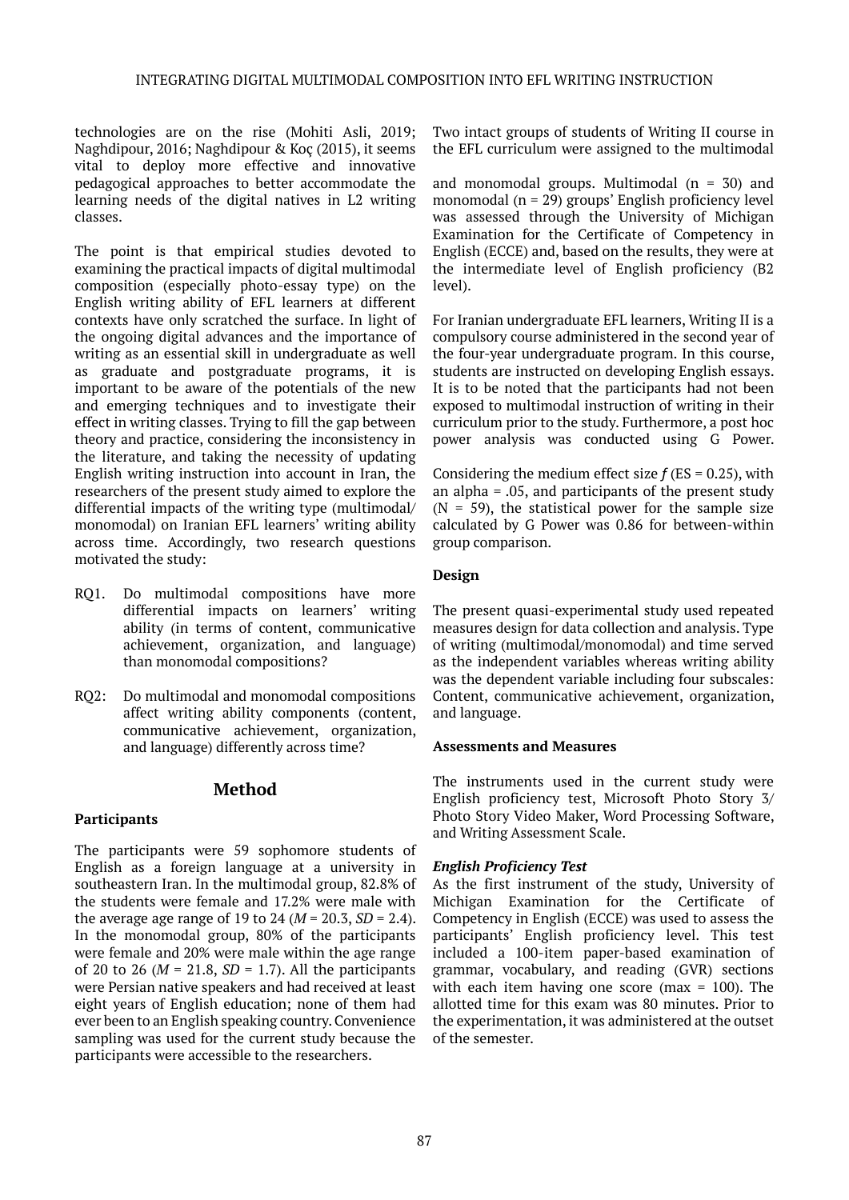technologies are on the rise (Mohiti Asli, 2019; Naghdipour, 2016; Naghdipour & Koç (2015), it seems vital to deploy more effective and innovative pedagogical approaches to better accommodate the learning needs of the digital natives in L2 writing classes.

The point is that empirical studies devoted to examining the practical impacts of digital multimodal composition (especially photo-essay type) on the English writing ability of EFL learners at different contexts have only scratched the surface. In light of the ongoing digital advances and the importance of writing as an essential skill in undergraduate as well as graduate and postgraduate programs, it is important to be aware of the potentials of the new and emerging techniques and to investigate their effect in writing classes. Trying to fill the gap between theory and practice, considering the inconsistency in the literature, and taking the necessity of updating English writing instruction into account in Iran, the researchers of the present study aimed to explore the differential impacts of the writing type (multimodal/ monomodal) on Iranian EFL learners' writing ability across time. Accordingly, two research questions motivated the study:

RQ1. Do multimodal compositions have more differential impacts on learners' writing ability (in terms of content, communicative achievement, organization, and language) than monomodal compositions?

RQ2: Do multimodal and monomodal compositions affect writing ability components (content, communicative achievement, organization, and language) differently across time?

## Method

### Participants

The participants were 59 sophomore students of English as a foreign language at a university in southeastern Iran. In the multimodal group, 82.8% of the students were female and 17.2% were male with the average age range of 19 to 24 (*M* = 20.3, *SD* = 2.4). In the monomodal group, 80% of the participants were female and 20% were male within the age range of 20 to 26 (*M* = 21.8, *SD* = 1.7). All the participants were Persian native speakers and had received at least eight years of English education; none of them had ever been to an English speaking country. Convenience sampling was used for the current study because the participants were accessible to the researchers.

Two intact groups of students of Writing II course in the EFL curriculum were assigned to the multimodal and monomodal groups. Multimodal (n = 30) and monomodal (n = 29) groups' English proficiency level was assessed through the University of Michigan Examination for the Certificate of Competency in English (ECCE) and, based on the results, they were at the intermediate level of English proficiency (B2 level).

For Iranian undergraduate EFL learners, Writing II is a compulsory course administered in the second year of the four-year undergraduate program. In this course, students are instructed on developing English essays. It is to be noted that the participants had not been exposed to multimodal instruction of writing in their curriculum prior to the study. Furthermore, a post hoc power analysis was conducted using G Power.

Considering the medium effect size *f* (ES = 0.25), with an alpha = .05, and participants of the present study (N = 59), the statistical power for the sample size calculated by G Power was 0.86 for between-within group comparison.

### Design

The present quasi-experimental study used repeated measures design for data collection and analysis. Type of writing (multimodal/monomodal) and time served as the independent variables whereas writing ability was the dependent variable including four subscales: Content, communicative achievement, organization, and language.

### Assessments and Measures

The instruments used in the current study were English proficiency test, Microsoft Photo Story 3/ Photo Story Video Maker, Word Processing Software, and Writing Assessment Scale.

#### *English Proficiency Test*

As the first instrument of the study, University of Michigan Examination for the Certificate of Competency in English (ECCE) was used to assess the participants' English proficiency level. This test included a 100-item paper-based examination of grammar, vocabulary, and reading (GVR) sections with each item having one score (max = 100). The allotted time for this exam was 80 minutes. Prior to the experimentation, it was administered at the outset of the semester.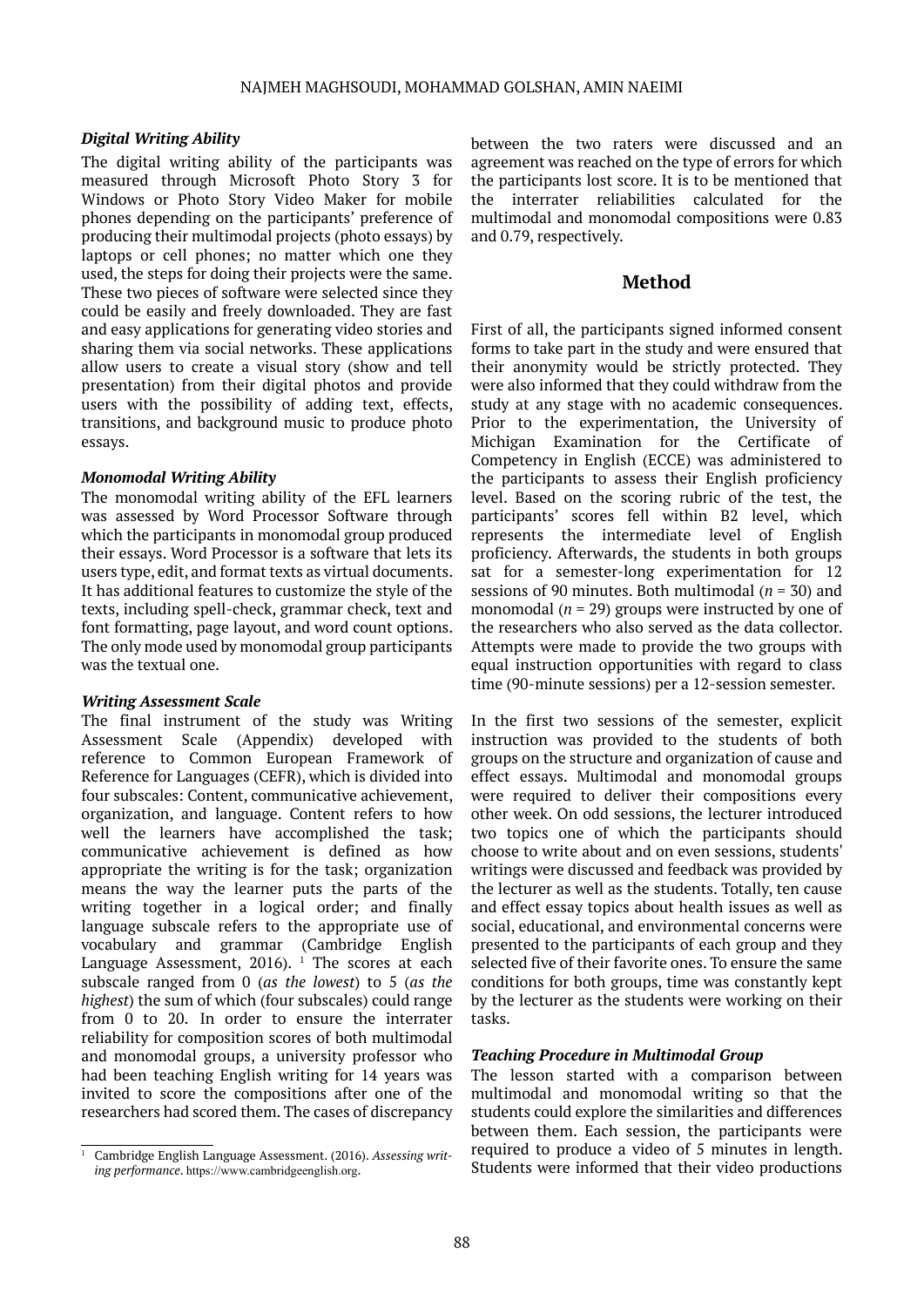### *Digital Writing Ability*

The digital writing ability of the participants was measured through Microsoft Photo Story 3 for Windows or Photo Story Video Maker for mobile phones depending on the participants' preference of producing their multimodal projects (photo essays) by laptops or cell phones; no matter which one they used, the steps for doing their projects were the same. These two pieces of software were selected since they could be easily and freely downloaded. They are fast and easy applications for generating video stories and sharing them via social networks. These applications allow users to create a visual story (show and tell presentation) from their digital photos and provide users with the possibility of adding text, effects, transitions, and background music to produce photo essays.

### *Monomodal Writing Ability*

The monomodal writing ability of the EFL learners was assessed by Word Processor Software through which the participants in monomodal group produced their essays. Word Processor is a software that lets its users type, edit, and format texts as virtual documents. It has additional features to customize the style of the texts, including spell-check, grammar check, text and font formatting, page layout, and word count options. The only mode used by monomodal group participants was the textual one.

### *Writing Assessment Scale*

The final instrument of the study was Writing Assessment Scale (Appendix) developed with reference to Common European Framework of Reference for Languages (CEFR), which is divided into four subscales: Content, communicative achievement, organization, and language. Content refers to how well the learners have accomplished the task; communicative achievement is defined as how appropriate the writing is for the task; organization means the way the learner puts the parts of the writing together in a logical order; and finally language subscale refers to the appropriate use of vocabulary and grammar (Cambridge English Language Assessment, 2016). [1] The scores at each subscale ranged from 0 (*as the lowest*) to 5 (*as the highest*) the sum of which (four subscales) could range from 0 to 20. In order to ensure the interrater reliability for composition scores of both multimodal and monomodal groups, a university professor who had been teaching English writing for 14 years was invited to score the compositions after one of the researchers had scored them. The cases of discrepancy between the two raters were discussed and an agreement was reached on the type of errors for which the participants lost score. It is to be mentioned that the interrater reliabilities calculated for the multimodal and monomodal compositions were 0.83 and 0.79, respectively.

## Method

First of all, the participants signed informed consent forms to take part in the study and were ensured that their anonymity would be strictly protected. They were also informed that they could withdraw from the study at any stage with no academic consequences. Prior to the experimentation, the University of Michigan Examination for the Certificate of Competency in English (ECCE) was administered to the participants to assess their English proficiency level. Based on the scoring rubric of the test, the participants' scores fell within B2 level, which represents the intermediate level of English proficiency. Afterwards, the students in both groups sat for a semester-long experimentation for 12 sessions of 90 minutes. Both multimodal ($n$ = 30) and monomodal ($n$ = 29) groups were instructed by one of the researchers who also served as the data collector. Attempts were made to provide the two groups with equal instruction opportunities with regard to class time (90-minute sessions) per a 12-session semester.

In the first two sessions of the semester, explicit instruction was provided to the students of both groups on the structure and organization of cause and effect essays. Multimodal and monomodal groups were required to deliver their compositions every other week. On odd sessions, the lecturer introduced two topics one of which the participants should choose to write about and on even sessions, students' writings were discussed and feedback was provided by the lecturer as well as the students. Totally, ten cause and effect essay topics about health issues as well as social, educational, and environmental concerns were presented to the participants of each group and they selected five of their favorite ones. To ensure the same conditions for both groups, time was constantly kept by the lecturer as the students were working on their tasks.

### *Teaching Procedure in Multimodal Group*

The lesson started with a comparison between multimodal and monomodal writing so that the students could explore the similarities and differences between them. Each session, the participants were required to produce a video of 5 minutes in length. Students were informed that their video productions

---

[1] Cambridge English Language Assessment. (2016). *Assessing writing performance*. https://www.cambridgeenglish.org.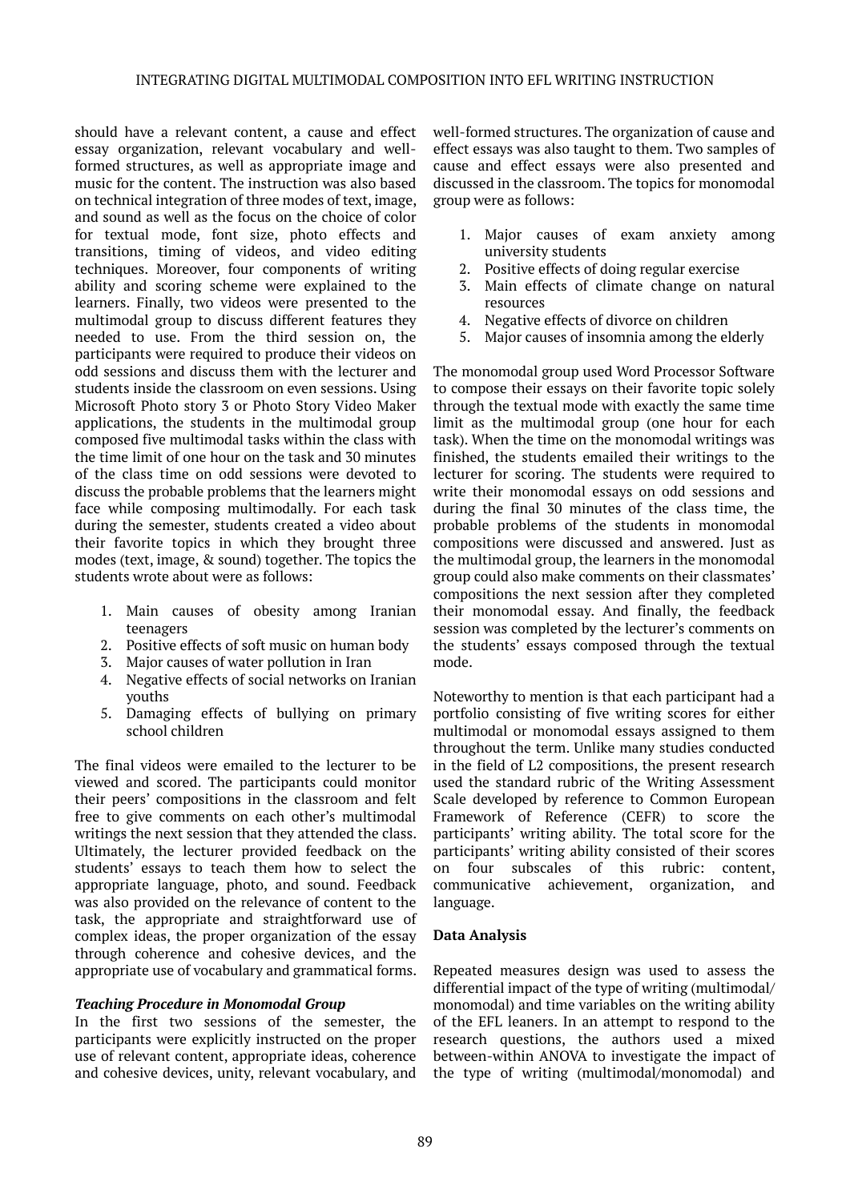should have a relevant content, a cause and effect essay organization, relevant vocabulary and well-formed structures, as well as appropriate image and music for the content. The instruction was also based on technical integration of three modes of text, image, and sound as well as the focus on the choice of color for textual mode, font size, photo effects and transitions, timing of videos, and video editing techniques. Moreover, four components of writing ability and scoring scheme were explained to the learners. Finally, two videos were presented to the multimodal group to discuss different features they needed to use. From the third session on, the participants were required to produce their videos on odd sessions and discuss them with the lecturer and students inside the classroom on even sessions. Using Microsoft Photo story 3 or Photo Story Video Maker applications, the students in the multimodal group composed five multimodal tasks within the class with the time limit of one hour on the task and 30 minutes of the class time on odd sessions were devoted to discuss the probable problems that the learners might face while composing multimodally. For each task during the semester, students created a video about their favorite topics in which they brought three modes (text, image, & sound) together. The topics the students wrote about were as follows:

1. Main causes of obesity among Iranian teenagers
2. Positive effects of soft music on human body
3. Major causes of water pollution in Iran
4. Negative effects of social networks on Iranian youths
5. Damaging effects of bullying on primary school children

The final videos were emailed to the lecturer to be viewed and scored. The participants could monitor their peers' compositions in the classroom and felt free to give comments on each other's multimodal writings the next session that they attended the class. Ultimately, the lecturer provided feedback on the students' essays to teach them how to select the appropriate language, photo, and sound. Feedback was also provided on the relevance of content to the task, the appropriate and straightforward use of complex ideas, the proper organization of the essay through coherence and cohesive devices, and the appropriate use of vocabulary and grammatical forms.

#### *Teaching Procedure in Monomodal Group*

In the first two sessions of the semester, the participants were explicitly instructed on the proper use of relevant content, appropriate ideas, coherence and cohesive devices, unity, relevant vocabulary, and well-formed structures. The organization of cause and effect essays was also taught to them. Two samples of cause and effect essays were also presented and discussed in the classroom. The topics for monomodal group were as follows:

1. Major causes of exam anxiety among university students
2. Positive effects of doing regular exercise
3. Main effects of climate change on natural resources
4. Negative effects of divorce on children
5. Major causes of insomnia among the elderly

The monomodal group used Word Processor Software to compose their essays on their favorite topic solely through the textual mode with exactly the same time limit as the multimodal group (one hour for each task). When the time on the monomodal writings was finished, the students emailed their writings to the lecturer for scoring. The students were required to write their monomodal essays on odd sessions and during the final 30 minutes of the class time, the probable problems of the students in monomodal compositions were discussed and answered. Just as the multimodal group, the learners in the monomodal group could also make comments on their classmates' compositions the next session after they completed their monomodal essay. And finally, the feedback session was completed by the lecturer's comments on the students' essays composed through the textual mode.

Noteworthy to mention is that each participant had a portfolio consisting of five writing scores for either multimodal or monomodal essays assigned to them throughout the term. Unlike many studies conducted in the field of L2 compositions, the present research used the standard rubric of the Writing Assessment Scale developed by reference to Common European Framework of Reference (CEFR) to score the participants' writing ability. The total score for the participants' writing ability consisted of their scores on four subscales of this rubric: content, communicative achievement, organization, and language.

### Data Analysis

Repeated measures design was used to assess the differential impact of the type of writing (multimodal/monomodal) and time variables on the writing ability of the EFL leaners. In an attempt to respond to the research questions, the authors used a mixed between-within ANOVA to investigate the impact of the type of writing (multimodal/monomodal) and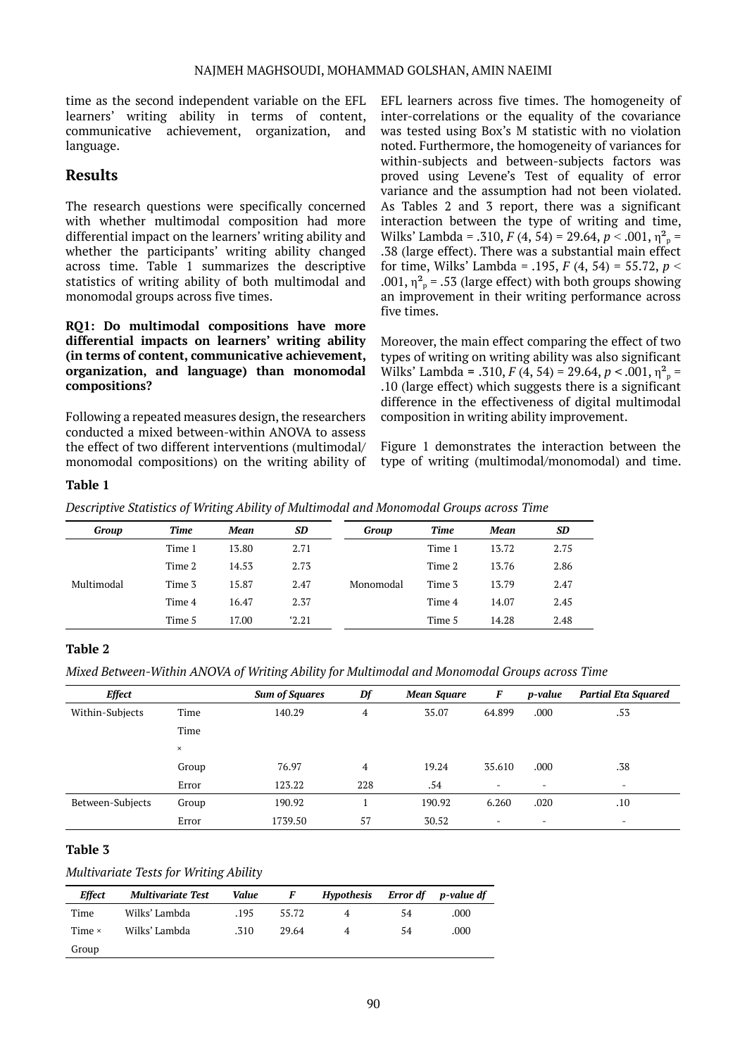time as the second independent variable on the EFL learners' writing ability in terms of content, communicative achievement, organization, and language.

## Results

The research questions were specifically concerned with whether multimodal composition had more differential impact on the learners' writing ability and whether the participants' writing ability changed across time. Table 1 summarizes the descriptive statistics of writing ability of both multimodal and monomodal groups across five times.

**RQ1: Do multimodal compositions have more differential impacts on learners' writing ability (in terms of content, communicative achievement, organization, and language) than monomodal compositions?**

Following a repeated measures design, the researchers conducted a mixed between-within ANOVA to assess the effect of two different interventions (multimodal/monomodal compositions) on the writing ability of EFL learners across five times. The homogeneity of inter-correlations or the equality of the covariance was tested using Box's M statistic with no violation noted. Furthermore, the homogeneity of variances for within-subjects and between-subjects factors was proved using Levene's Test of equality of error variance and the assumption had not been violated. As Tables 2 and 3 report, there was a significant interaction between the type of writing and time, Wilks' Lambda = .310, $F$ (4, 54) = 29.64, $p < .001$, $\eta^2_p$ = .38 (large effect). There was a substantial main effect for time, Wilks' Lambda = .195, $F$ (4, 54) = 55.72, $p < .001$, $\eta^2_p$ = .53 (large effect) with both groups showing an improvement in their writing performance across five times.

Moreover, the main effect comparing the effect of two types of writing on writing ability was also significant Wilks' Lambda = .310, $F$ (4, 54) = 29.64, $p < .001$, $\eta^2_p$ = .10 (large effect) which suggests there is a significant difference in the effectiveness of digital multimodal composition in writing ability improvement.

Figure 1 demonstrates the interaction between the type of writing (multimodal/monomodal) and time.

**Table 1**

*Descriptive Statistics of Writing Ability of Multimodal and Monomodal Groups across Time*

| Group | Time | Mean | SD | Group | Time | Mean | SD |
|---|---|---|---|---|---|---|---|
| | Time 1 | 13.80 | 2.71 | | Time 1 | 13.72 | 2.75 |
| | Time 2 | 14.53 | 2.73 | | Time 2 | 13.76 | 2.86 |
| Multimodal | Time 3 | 15.87 | 2.47 | Monomodal | Time 3 | 13.79 | 2.47 |
| | Time 4 | 16.47 | 2.37 | | Time 4 | 14.07 | 2.45 |
| | Time 5 | 17.00 | '2.21 | | Time 5 | 14.28 | 2.48 |

**Table 2**

*Mixed Between-Within ANOVA of Writing Ability for Multimodal and Monomodal Groups across Time*

| Effect | | Sum of Squares | Df | Mean Square | F | p-value | Partial Eta Squared |
|---|---|---|---|---|---|---|---|
| Within-Subjects | Time | 140.29 | 4 | 35.07 | 64.899 | .000 | .53 |
| | Time × Group | 76.97 | 4 | 19.24 | 35.610 | .000 | .38 |
| | Error | 123.22 | 228 | .54 | - | - | - |
| Between-Subjects | Group | 190.92 | 1 | 190.92 | 6.260 | .020 | .10 |
| | Error | 1739.50 | 57 | 30.52 | - | - | - |

**Table 3**

*Multivariate Tests for Writing Ability*

| Effect | Multivariate Test | Value | F | Hypothesis | Error df | p-value df |
|---|---|---|---|---|---|---|
| Time | Wilks' Lambda | .195 | 55.72 | 4 | 54 | .000 |
| Time × Group | Wilks' Lambda | .310 | 29.64 | 4 | 54 | .000 |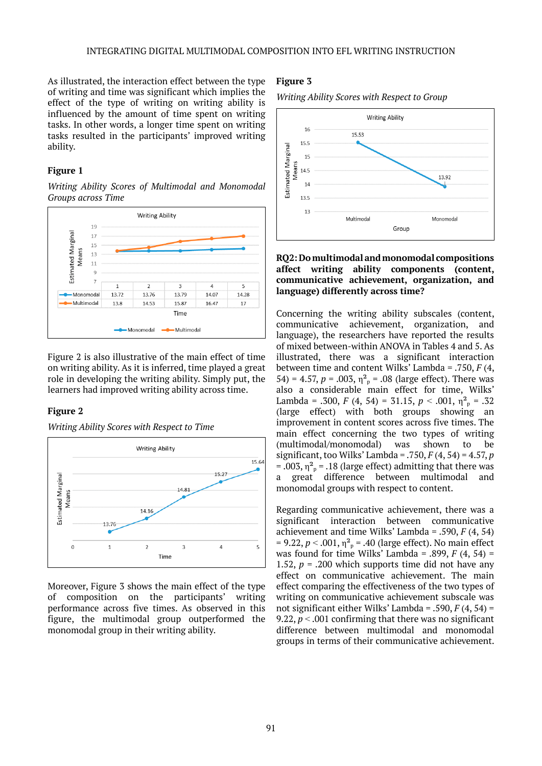As illustrated, the interaction effect between the type of writing and time was significant which implies the effect of the type of writing on writing ability is influenced by the amount of time spent on writing tasks. In other words, a longer time spent on writing tasks resulted in the participants' improved writing ability.

**Figure 1**

*Writing Ability Scores of Multimodal and Monomodal Groups across Time*

| | 1 | 2 | 3 | 4 | 5 |
|---|---|---|---|---|---|
| Monomodal | 13.72 | 13.76 | 13.79 | 14.07 | 14.28 |
| Multimodal | 13.8 | 14.53 | 15.87 | 16.47 | 17 |

Figure 2 is also illustrative of the main effect of time on writing ability. As it is inferred, time played a great role in developing the writing ability. Simply put, the learners had improved writing ability across time.

**Figure 2**

*Writing Ability Scores with Respect to Time*

Moreover, Figure 3 shows the main effect of the type of composition on the participants' writing performance across five times. As observed in this figure, the multimodal group outperformed the monomodal group in their writing ability.

**Figure 3**

*Writing Ability Scores with Respect to Group*

**RQ2: Do multimodal and monomodal compositions affect writing ability components (content, communicative achievement, organization, and language) differently across time?**

Concerning the writing ability subscales (content, communicative achievement, organization, and language), the researchers have reported the results of mixed between-within ANOVA in Tables 4 and 5. As illustrated, there was a significant interaction between time and content Wilks' Lambda = .750, $F$ (4, 54) = 4.57, $p$ = .003, $\eta^2_p$ = .08 (large effect). There was also a considerable main effect for time, Wilks' Lambda = .300, $F$ (4, 54) = 31.15, $p$ < .001, $\eta^2_p$ = .32 (large effect) with both groups showing an improvement in content scores across five times. The main effect concerning the two types of writing (multimodal/monomodal) was shown to be significant, too Wilks' Lambda = .750, $F$ (4, 54) = 4.57, $p$ = .003, $\eta^2_p$ = .18 (large effect) admitting that there was a great difference between multimodal and monomodal groups with respect to content.

Regarding communicative achievement, there was a significant interaction between communicative achievement and time Wilks' Lambda = .590, $F$ (4, 54) = 9.22, $p$ < .001, $\eta^2_p$ = .40 (large effect). No main effect was found for time Wilks' Lambda = .899, $F$ (4, 54) = 1.52, $p$ = .200 which supports time did not have any effect on communicative achievement. The main effect comparing the effectiveness of the two types of writing on communicative achievement subscale was not significant either Wilks' Lambda = .590, $F$ (4, 54) = 9.22, $p$ < .001 confirming that there was no significant difference between multimodal and monomodal groups in terms of their communicative achievement.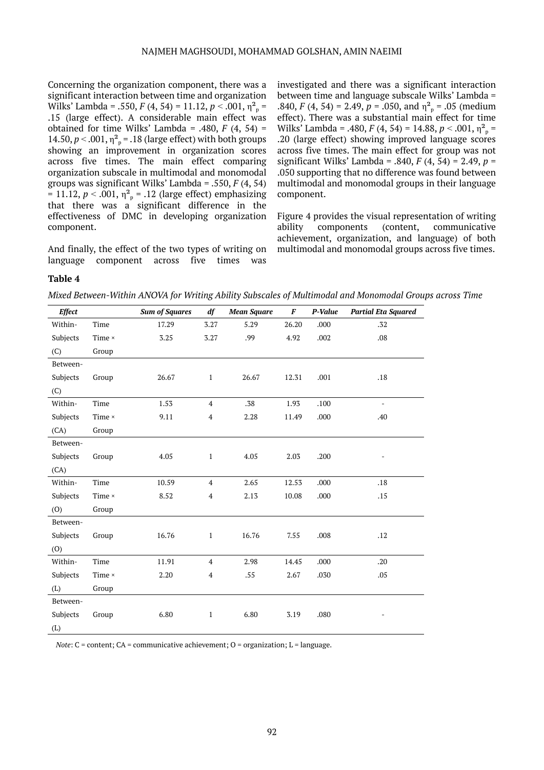Concerning the organization component, there was a significant interaction between time and organization Wilks' Lambda = .550, $F$ (4, 54) = 11.12, $p < .001$, $\eta^2_p$ = .15 (large effect). A considerable main effect was obtained for time Wilks' Lambda = .480, $F$ (4, 54) = 14.50, $p < .001$, $\eta^2_p$ = .18 (large effect) with both groups showing an improvement in organization scores across five times. The main effect comparing organization subscale in multimodal and monomodal groups was significant Wilks' Lambda = .550, $F$ (4, 54) = 11.12, $p < .001$, $\eta^2_p$ = .12 (large effect) emphasizing that there was a significant difference in the effectiveness of DMC in developing organization component.

And finally, the effect of the two types of writing on language component across five times was investigated and there was a significant interaction between time and language subscale Wilks' Lambda = .840, $F$ (4, 54) = 2.49, $p$ = .050, and $\eta^2_p$ = .05 (medium effect). There was a substantial main effect for time Wilks' Lambda = .480, $F$ (4, 54) = 14.88, $p < .001$, $\eta^2_p$ = .20 (large effect) showing improved language scores across five times. The main effect for group was not significant Wilks' Lambda = .840, $F$ (4, 54) = 2.49, $p$ = .050 supporting that no difference was found between multimodal and monomodal groups in their language component.

Figure 4 provides the visual representation of writing ability components (content, communicative achievement, organization, and language) of both multimodal and monomodal groups across five times.

**Table 4**

*Mixed Between-Within ANOVA for Writing Ability Subscales of Multimodal and Monomodal Groups across Time*

| *Effect* | | *Sum of Squares* | *df* | *Mean Square* | *F* | *P-Value* | *Partial Eta Squared* |
|---|---|---|---|---|---|---|---|
| Within-Subjects (C) | Time | 17.29 | 3.27 | 5.29 | 26.20 | .000 | .32 |
| | Time × Group | 3.25 | 3.27 | .99 | 4.92 | .002 | .08 |
| Between-Subjects (C) | Group | 26.67 | 1 | 26.67 | 12.31 | .001 | .18 |
| Within-Subjects (CA) | Time | 1.53 | 4 | .38 | 1.93 | .100 | - |
| | Time × Group | 9.11 | 4 | 2.28 | 11.49 | .000 | .40 |
| Between-Subjects (CA) | Group | 4.05 | 1 | 4.05 | 2.03 | .200 | - |
| Within-Subjects (O) | Time | 10.59 | 4 | 2.65 | 12.53 | .000 | .18 |
| | Time × Group | 8.52 | 4 | 2.13 | 10.08 | .000 | .15 |
| Between-Subjects (O) | Group | 16.76 | 1 | 16.76 | 7.55 | .008 | .12 |
| Within-Subjects (L) | Time | 11.91 | 4 | 2.98 | 14.45 | .000 | .20 |
| | Time × Group | 2.20 | 4 | .55 | 2.67 | .030 | .05 |
| Between-Subjects (L) | Group | 6.80 | 1 | 6.80 | 3.19 | .080 | - |

*Note*: C = content; CA = communicative achievement; O = organization; L = language.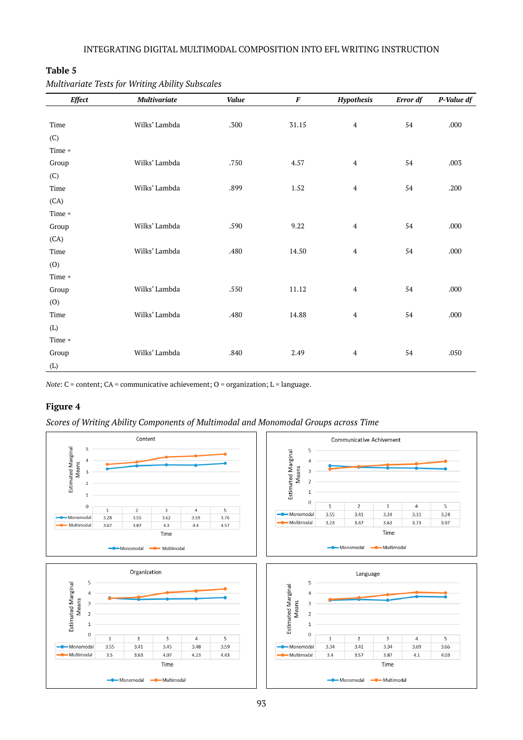**Table 5**

*Multivariate Tests for Writing Ability Subscales*

| *Effect* | *Multivariate* | *Value* | *F* | *Hypothesis* | *Error df* | *P-Value df* |
|---|---|---|---|---|---|---|
| Time (C) | Wilks' Lambda | .300 | 31.15 | 4 | 54 | .000 |
| Time × Group (C) | Wilks' Lambda | .750 | 4.57 | 4 | 54 | .003 |
| Time (CA) | Wilks' Lambda | .899 | 1.52 | 4 | 54 | .200 |
| Time × Group (CA) | Wilks' Lambda | .590 | 9.22 | 4 | 54 | .000 |
| Time (O) | Wilks' Lambda | .480 | 14.50 | 4 | 54 | .000 |
| Time × Group (O) | Wilks' Lambda | .550 | 11.12 | 4 | 54 | .000 |
| Time (L) | Wilks' Lambda | .480 | 14.88 | 4 | 54 | .000 |
| Time × Group (L) | Wilks' Lambda | .840 | 2.49 | 4 | 54 | .050 |

*Note*: C = content; CA = communicative achievement; O = organization; L = language.

**Figure 4**

*Scores of Writing Ability Components of Multimodal and Monomodal Groups across Time*

Content

| | 1 | 2 | 3 | 4 | 5 |
|---|---|---|---|---|---|
| Monomodal | 3.28 | 3.55 | 3.62 | 3.59 | 3.76 |
| Multimodal | 3.67 | 3.87 | 4.3 | 4.4 | 4.57 |

Communicative Achivement

| | 1 | 2 | 3 | 4 | 5 |
|---|---|---|---|---|---|
| Monomodal | 3.55 | 3.41 | 3.34 | 3.31 | 3.24 |
| Multimodal | 3.23 | 3.47 | 3.63 | 3.73 | 3.97 |

Organization

| | 1 | 2 | 3 | 4 | 5 |
|---|---|---|---|---|---|
| Monomodal | 3.55 | 3.41 | 3.45 | 3.48 | 3.59 |
| Multimodal | 3.5 | 3.63 | 4.07 | 4.23 | 4.43 |

Language

| | 1 | 2 | 3 | 4 | 5 |
|---|---|---|---|---|---|
| Monomodal | 3.34 | 3.41 | 3.34 | 3.69 | 3.66 |
| Multimodal | 3.4 | 3.57 | 3.87 | 4.1 | 4.03 |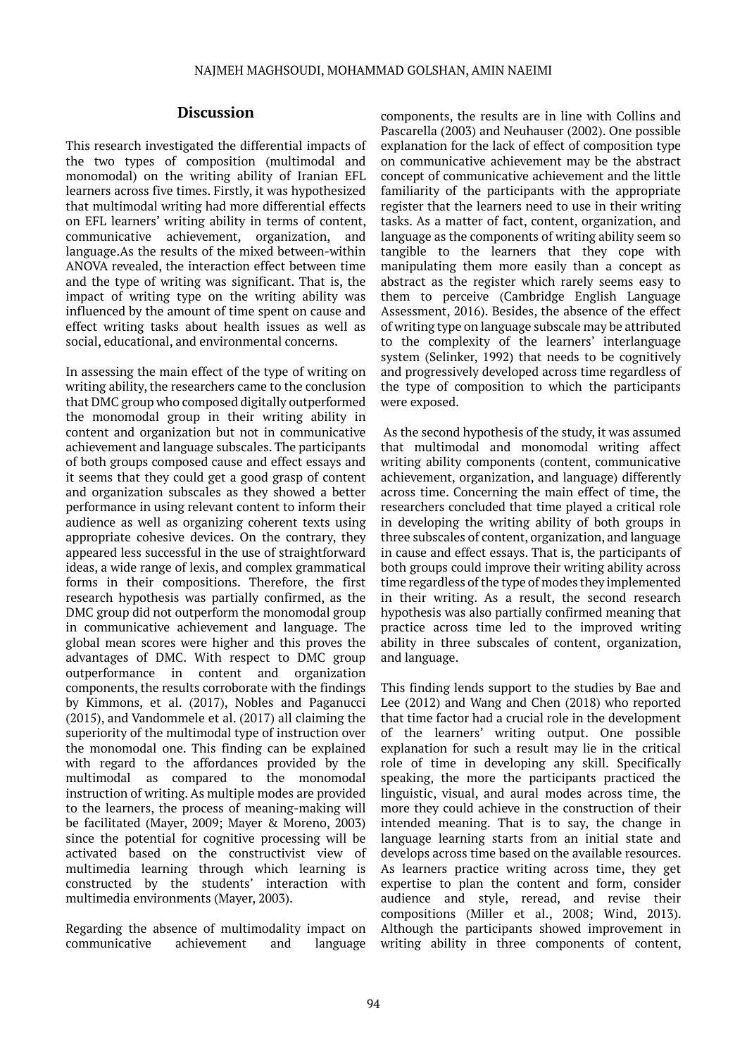## Discussion

This research investigated the differential impacts of the two types of composition (multimodal and monomodal) on the writing ability of Iranian EFL learners across five times. Firstly, it was hypothesized that multimodal writing had more differential effects on EFL learners' writing ability in terms of content, communicative achievement, organization, and language.As the results of the mixed between-within ANOVA revealed, the interaction effect between time and the type of writing was significant. That is, the impact of writing type on the writing ability was influenced by the amount of time spent on cause and effect writing tasks about health issues as well as social, educational, and environmental concerns.

In assessing the main effect of the type of writing on writing ability, the researchers came to the conclusion that DMC group who composed digitally outperformed the monomodal group in their writing ability in content and organization but not in communicative achievement and language subscales. The participants of both groups composed cause and effect essays and it seems that they could get a good grasp of content and organization subscales as they showed a better performance in using relevant content to inform their audience as well as organizing coherent texts using appropriate cohesive devices. On the contrary, they appeared less successful in the use of straightforward ideas, a wide range of lexis, and complex grammatical forms in their compositions. Therefore, the first research hypothesis was partially confirmed, as the DMC group did not outperform the monomodal group in communicative achievement and language. The global mean scores were higher and this proves the advantages of DMC. With respect to DMC group outperformance in content and organization components, the results corroborate with the findings by Kimmons, et al. (2017), Nobles and Paganucci (2015), and Vandommele et al. (2017) all claiming the superiority of the multimodal type of instruction over the monomodal one. This finding can be explained with regard to the affordances provided by the multimodal as compared to the monomodal instruction of writing. As multiple modes are provided to the learners, the process of meaning-making will be facilitated (Mayer, 2009; Mayer & Moreno, 2003) since the potential for cognitive processing will be activated based on the constructivist view of multimedia learning through which learning is constructed by the students' interaction with multimedia environments (Mayer, 2003).

Regarding the absence of multimodality impact on communicative achievement and language components, the results are in line with Collins and Pascarella (2003) and Neuhauser (2002). One possible explanation for the lack of effect of composition type on communicative achievement may be the abstract concept of communicative achievement and the little familiarity of the participants with the appropriate register that the learners need to use in their writing tasks. As a matter of fact, content, organization, and language as the components of writing ability seem so tangible to the learners that they cope with manipulating them more easily than a concept as abstract as the register which rarely seems easy to them to perceive (Cambridge English Language Assessment, 2016). Besides, the absence of the effect of writing type on language subscale may be attributed to the complexity of the learners' interlanguage system (Selinker, 1992) that needs to be cognitively and progressively developed across time regardless of the type of composition to which the participants were exposed.

As the second hypothesis of the study, it was assumed that multimodal and monomodal writing affect writing ability components (content, communicative achievement, organization, and language) differently across time. Concerning the main effect of time, the researchers concluded that time played a critical role in developing the writing ability of both groups in three subscales of content, organization, and language in cause and effect essays. That is, the participants of both groups could improve their writing ability across time regardless of the type of modes they implemented in their writing. As a result, the second research hypothesis was also partially confirmed meaning that practice across time led to the improved writing ability in three subscales of content, organization, and language.

This finding lends support to the studies by Bae and Lee (2012) and Wang and Chen (2018) who reported that time factor had a crucial role in the development of the learners' writing output. One possible explanation for such a result may lie in the critical role of time in developing any skill. Specifically speaking, the more the participants practiced the linguistic, visual, and aural modes across time, the more they could achieve in the construction of their intended meaning. That is to say, the change in language learning starts from an initial state and develops across time based on the available resources. As learners practice writing across time, they get expertise to plan the content and form, consider audience and style, reread, and revise their compositions (Miller et al., 2008; Wind, 2013). Although the participants showed improvement in writing ability in three components of content,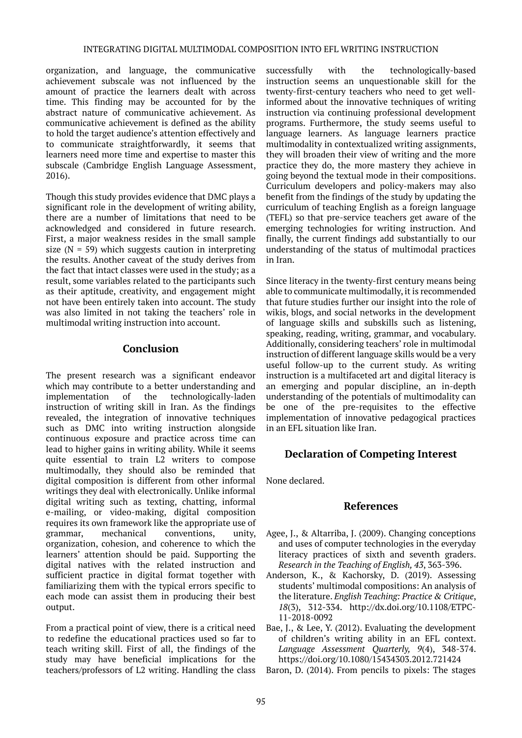organization, and language, the communicative achievement subscale was not influenced by the amount of practice the learners dealt with across time. This finding may be accounted for by the abstract nature of communicative achievement. As communicative achievement is defined as the ability to hold the target audience's attention effectively and to communicate straightforwardly, it seems that learners need more time and expertise to master this subscale (Cambridge English Language Assessment, 2016).

Though this study provides evidence that DMC plays a significant role in the development of writing ability, there are a number of limitations that need to be acknowledged and considered in future research. First, a major weakness resides in the small sample size (N = 59) which suggests caution in interpreting the results. Another caveat of the study derives from the fact that intact classes were used in the study; as a result, some variables related to the participants such as their aptitude, creativity, and engagement might not have been entirely taken into account. The study was also limited in not taking the teachers' role in multimodal writing instruction into account.

## Conclusion

The present research was a significant endeavor which may contribute to a better understanding and implementation of the technologically-laden instruction of writing skill in Iran. As the findings revealed, the integration of innovative techniques such as DMC into writing instruction alongside continuous exposure and practice across time can lead to higher gains in writing ability. While it seems quite essential to train L2 writers to compose multimodally, they should also be reminded that digital composition is different from other informal writings they deal with electronically. Unlike informal digital writing such as texting, chatting, informal e-mailing, or video-making, digital composition requires its own framework like the appropriate use of grammar, mechanical conventions, unity, organization, cohesion, and coherence to which the learners' attention should be paid. Supporting the digital natives with the related instruction and sufficient practice in digital format together with familiarizing them with the typical errors specific to each mode can assist them in producing their best output.

From a practical point of view, there is a critical need to redefine the educational practices used so far to teach writing skill. First of all, the findings of the study may have beneficial implications for the teachers/professors of L2 writing. Handling the class successfully with the technologically-based instruction seems an unquestionable skill for the twenty-first-century teachers who need to get well-informed about the innovative techniques of writing instruction via continuing professional development programs. Furthermore, the study seems useful to language learners. As language learners practice multimodality in contextualized writing assignments, they will broaden their view of writing and the more practice they do, the more mastery they achieve in going beyond the textual mode in their compositions. Curriculum developers and policy-makers may also benefit from the findings of the study by updating the curriculum of teaching English as a foreign language (TEFL) so that pre-service teachers get aware of the emerging technologies for writing instruction. And finally, the current findings add substantially to our understanding of the status of multimodal practices in Iran.

Since literacy in the twenty-first century means being able to communicate multimodally, it is recommended that future studies further our insight into the role of wikis, blogs, and social networks in the development of language skills and subskills such as listening, speaking, reading, writing, grammar, and vocabulary. Additionally, considering teachers' role in multimodal instruction of different language skills would be a very useful follow-up to the current study. As writing instruction is a multifaceted art and digital literacy is an emerging and popular discipline, an in-depth understanding of the potentials of multimodality can be one of the pre-requisites to the effective implementation of innovative pedagogical practices in an EFL situation like Iran.

## Declaration of Competing Interest

None declared.

## References

Agee, J., & Altarriba, J. (2009). Changing conceptions and uses of computer technologies in the everyday literacy practices of sixth and seventh graders. *Research in the Teaching of English, 43*, 363-396.

Anderson, K., & Kachorsky, D. (2019). Assessing students' multimodal compositions: An analysis of the literature. *English Teaching: Practice & Critique*, *18*(3), 312-334. http://dx.doi.org/10.1108/ETPC-11-2018-0092

Bae, J., & Lee, Y. (2012). Evaluating the development of children's writing ability in an EFL context. *Language Assessment Quarterly, 9*(4), 348-374. https://doi.org/10.1080/15434303.2012.721424

Baron, D. (2014). From pencils to pixels: The stages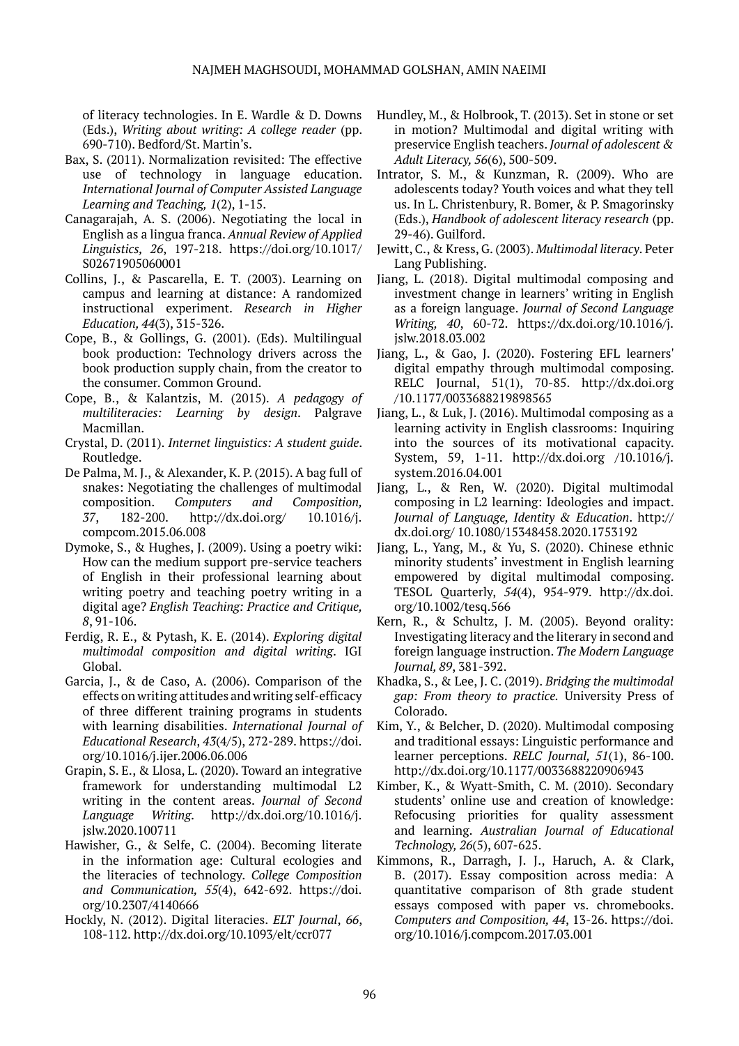of literacy technologies. In E. Wardle & D. Downs (Eds.), *Writing about writing: A college reader* (pp. 690-710). Bedford/St. Martin's.

Bax, S. (2011). Normalization revisited: The effective use of technology in language education. *International Journal of Computer Assisted Language Learning and Teaching, 1*(2), 1-15.

Canagarajah, A. S. (2006). Negotiating the local in English as a lingua franca. *Annual Review of Applied Linguistics, 26*, 197-218. https://doi.org/10.1017/S02671905060001

Collins, J., & Pascarella, E. T. (2003). Learning on campus and learning at distance: A randomized instructional experiment. *Research in Higher Education, 44*(3), 315-326.

Cope, B., & Gollings, G. (2001). (Eds). Multilingual book production: Technology drivers across the book production supply chain, from the creator to the consumer. Common Ground.

Cope, B., & Kalantzis, M. (2015). *A pedagogy of multiliteracies: Learning by design*. Palgrave Macmillan.

Crystal, D. (2011). *Internet linguistics: A student guide*. Routledge.

De Palma, M. J., & Alexander, K. P. (2015). A bag full of snakes: Negotiating the challenges of multimodal composition. *Computers and Composition, 37*, 182-200. http://dx.doi.org/ 10.1016/j.compcom.2015.06.008

Dymoke, S., & Hughes, J. (2009). Using a poetry wiki: How can the medium support pre-service teachers of English in their professional learning about writing poetry and teaching poetry writing in a digital age? *English Teaching: Practice and Critique, 8*, 91-106.

Ferdig, R. E., & Pytash, K. E. (2014). *Exploring digital multimodal composition and digital writing*. IGI Global.

Garcia, J., & de Caso, A. (2006). Comparison of the effects on writing attitudes and writing self-efficacy of three different training programs in students with learning disabilities. *International Journal of Educational Research*, *43*(4/5), 272-289. https://doi.org/10.1016/j.ijer.2006.06.006

Grapin, S. E., & Llosa, L. (2020). Toward an integrative framework for understanding multimodal L2 writing in the content areas. *Journal of Second Language Writing*. http://dx.doi.org/10.1016/j.jslw.2020.100711

Hawisher, G., & Selfe, C. (2004). Becoming literate in the information age: Cultural ecologies and the literacies of technology. *College Composition and Communication, 55*(4), 642-692. https://doi.org/10.2307/4140666

Hockly, N. (2012). Digital literacies. *ELT Journal*, *66*, 108-112. http://dx.doi.org/10.1093/elt/ccr077

Hundley, M., & Holbrook, T. (2013). Set in stone or set in motion? Multimodal and digital writing with preservice English teachers. *Journal of adolescent & Adult Literacy, 56*(6), 500-509.

Intrator, S. M., & Kunzman, R. (2009). Who are adolescents today? Youth voices and what they tell us. In L. Christenbury, R. Bomer, & P. Smagorinsky (Eds.), *Handbook of adolescent literacy research* (pp. 29-46). Guilford.

Jewitt, C., & Kress, G. (2003). *Multimodal literacy*. Peter Lang Publishing.

Jiang, L. (2018). Digital multimodal composing and investment change in learners' writing in English as a foreign language. *Journal of Second Language Writing, 40*, 60-72. https://dx.doi.org/10.1016/j.jslw.2018.03.002

Jiang, L., & Gao, J. (2020). Fostering EFL learners' digital empathy through multimodal composing. RELC Journal, 51(1), 70-85. http://dx.doi.org/10.1177/0033688219898565

Jiang, L., & Luk, J. (2016). Multimodal composing as a learning activity in English classrooms: Inquiring into the sources of its motivational capacity. System, 59, 1-11. http://dx.doi.org /10.1016/j.system.2016.04.001

Jiang, L., & Ren, W. (2020). Digital multimodal composing in L2 learning: Ideologies and impact. *Journal of Language, Identity & Education*. http://dx.doi.org/ 10.1080/15348458.2020.1753192

Jiang, L., Yang, M., & Yu, S. (2020). Chinese ethnic minority students' investment in English learning empowered by digital multimodal composing. TESOL Quarterly, *54*(4), 954-979. http://dx.doi.org/10.1002/tesq.566

Kern, R., & Schultz, J. M. (2005). Beyond orality: Investigating literacy and the literary in second and foreign language instruction. *The Modern Language Journal, 89*, 381-392.

Khadka, S., & Lee, J. C. (2019). *Bridging the multimodal gap: From theory to practice.* University Press of Colorado.

Kim, Y., & Belcher, D. (2020). Multimodal composing and traditional essays: Linguistic performance and learner perceptions. *RELC Journal, 51*(1), 86-100. http://dx.doi.org/10.1177/0033688220906943

Kimber, K., & Wyatt-Smith, C. M. (2010). Secondary students' online use and creation of knowledge: Refocusing priorities for quality assessment and learning. *Australian Journal of Educational Technology, 26*(5), 607-625.

Kimmons, R., Darragh, J. J., Haruch, A. & Clark, B. (2017). Essay composition across media: A quantitative comparison of 8th grade student essays composed with paper vs. chromebooks. *Computers and Composition, 44*, 13-26. https://doi.org/10.1016/j.compcom.2017.03.001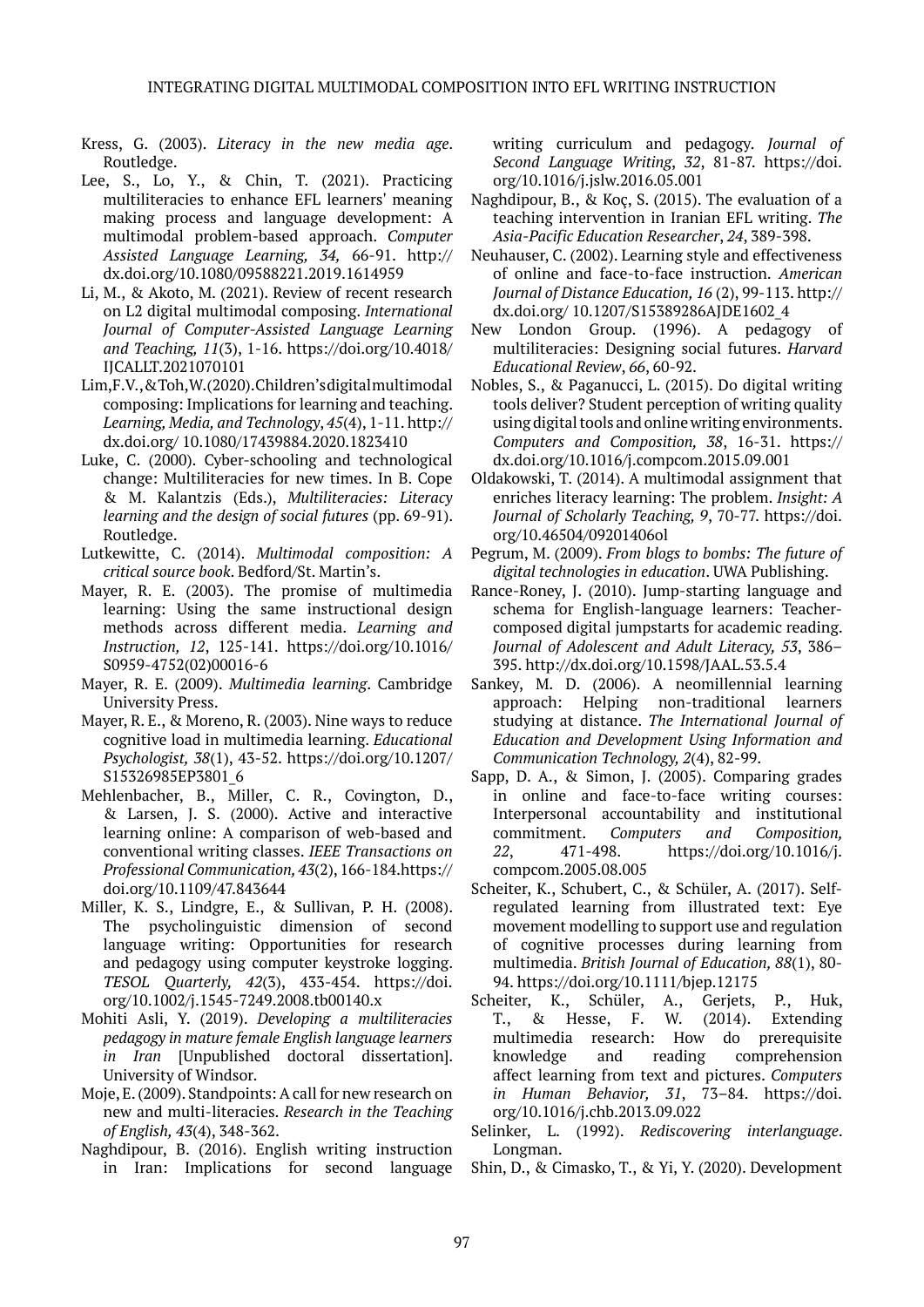Kress, G. (2003). *Literacy in the new media age*. Routledge.

Lee, S., Lo, Y., & Chin, T. (2021). Practicing multiliteracies to enhance EFL learners' meaning making process and language development: A multimodal problem-based approach. *Computer Assisted Language Learning, 34,* 66-91. http://dx.doi.org/10.1080/09588221.2019.1614959

Li, M., & Akoto, M. (2021). Review of recent research on L2 digital multimodal composing. *International Journal of Computer-Assisted Language Learning and Teaching, 11*(3), 1-16. https://doi.org/10.4018/IJCALLT.2021070101

Lim,F.V.,&Toh,W.(2020).Children'sdigitalmultimodal composing: Implications for learning and teaching. *Learning, Media, and Technology*, *45*(4), 1-11. http://dx.doi.org/ 10.1080/17439884.2020.1823410

Luke, C. (2000). Cyber-schooling and technological change: Multiliteracies for new times. In B. Cope & M. Kalantzis (Eds.), *Multiliteracies: Literacy learning and the design of social futures* (pp. 69-91). Routledge.

Lutkewitte, C. (2014). *Multimodal composition: A critical source book*. Bedford/St. Martin's.

Mayer, R. E. (2003). The promise of multimedia learning: Using the same instructional design methods across different media. *Learning and Instruction, 12*, 125-141. https://doi.org/10.1016/S0959-4752(02)00016-6

Mayer, R. E. (2009). *Multimedia learning*. Cambridge University Press.

Mayer, R. E., & Moreno, R. (2003). Nine ways to reduce cognitive load in multimedia learning. *Educational Psychologist, 38*(1), 43-52. https://doi.org/10.1207/S15326985EP3801_6

Mehlenbacher, B., Miller, C. R., Covington, D., & Larsen, J. S. (2000). Active and interactive learning online: A comparison of web-based and conventional writing classes. *IEEE Transactions on Professional Communication, 43*(2), 166-184.https://doi.org/10.1109/47.843644

Miller, K. S., Lindgre, E., & Sullivan, P. H. (2008). The psycholinguistic dimension of second language writing: Opportunities for research and pedagogy using computer keystroke logging. *TESOL Quarterly, 42*(3), 433-454. https://doi.org/10.1002/j.1545-7249.2008.tb00140.x

Mohiti Asli, Y. (2019). *Developing a multiliteracies pedagogy in mature female English language learners in Iran* [Unpublished doctoral dissertation]. University of Windsor.

Moje, E. (2009). Standpoints: A call for new research on new and multi-literacies. *Research in the Teaching of English, 43*(4), 348-362.

Naghdipour, B. (2016). English writing instruction in Iran: Implications for second language writing curriculum and pedagogy. *Journal of Second Language Writing*, *32*, 81-87. https://doi.org/10.1016/j.jslw.2016.05.001

Naghdipour, B., & Koç, S. (2015). The evaluation of a teaching intervention in Iranian EFL writing. *The Asia-Pacific Education Researcher*, *24*, 389-398.

Neuhauser, C. (2002). Learning style and effectiveness of online and face-to-face instruction. *American Journal of Distance Education, 16* (2), 99-113. http://dx.doi.org/ 10.1207/S15389286AJDE1602_4

New London Group. (1996). A pedagogy of multiliteracies: Designing social futures. *Harvard Educational Review*, *66*, 60-92.

Nobles, S., & Paganucci, L. (2015). Do digital writing tools deliver? Student perception of writing quality using digital tools and online writing environments. *Computers and Composition, 38*, 16-31. https://dx.doi.org/10.1016/j.compcom.2015.09.001

Oldakowski, T. (2014). A multimodal assignment that enriches literacy learning: The problem. *Insight: A Journal of Scholarly Teaching, 9*, 70-77. https://doi.org/10.46504/09201406ol

Pegrum, M. (2009). *From blogs to bombs: The future of digital technologies in education*. UWA Publishing.

Rance-Roney, J. (2010). Jump-starting language and schema for English-language learners: Teacher-composed digital jumpstarts for academic reading. *Journal of Adolescent and Adult Literacy, 53*, 386–395. http://dx.doi.org/10.1598/JAAL.53.5.4

Sankey, M. D. (2006). A neomillennial learning approach: Helping non-traditional learners studying at distance. *The International Journal of Education and Development Using Information and Communication Technology, 2*(4), 82-99.

Sapp, D. A., & Simon, J. (2005). Comparing grades in online and face-to-face writing courses: Interpersonal accountability and institutional commitment. *Computers and Composition, 22*, 471-498. https://doi.org/10.1016/j.compcom.2005.08.005

Scheiter, K., Schubert, C., & Schüler, A. (2017). Self-regulated learning from illustrated text: Eye movement modelling to support use and regulation of cognitive processes during learning from multimedia. *British Journal of Education, 88*(1), 80-94. https://doi.org/10.1111/bjep.12175

Scheiter, K., Schüler, A., Gerjets, P., Huk, T., & Hesse, F. W. (2014). Extending multimedia research: How do prerequisite knowledge and reading comprehension affect learning from text and pictures. *Computers in Human Behavior, 31*, 73–84. https://doi.org/10.1016/j.chb.2013.09.022

Selinker, L. (1992). *Rediscovering interlanguage*. Longman.

Shin, D., & Cimasko, T., & Yi, Y. (2020). Development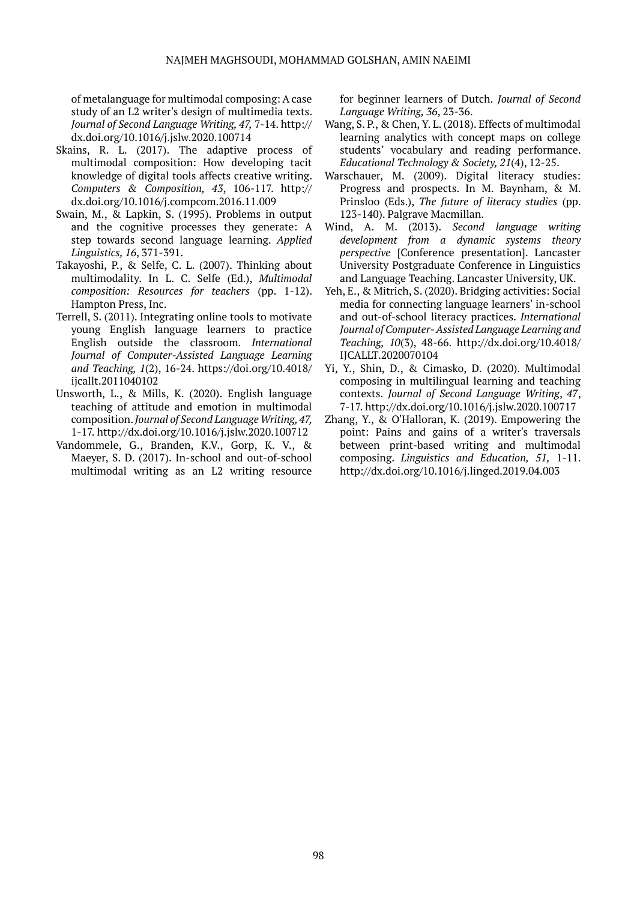of metalanguage for multimodal composing: A case study of an L2 writer's design of multimedia texts. *Journal of Second Language Writing, 47,* 7-14. http://dx.doi.org/10.1016/j.jslw.2020.100714

Skains, R. L. (2017). The adaptive process of multimodal composition: How developing tacit knowledge of digital tools affects creative writing. *Computers & Composition, 43*, 106-117. http://dx.doi.org/10.1016/j.compcom.2016.11.009

Swain, M., & Lapkin, S. (1995). Problems in output and the cognitive processes they generate: A step towards second language learning. *Applied Linguistics, 16*, 371-391.

Takayoshi, P., & Selfe, C. L. (2007). Thinking about multimodality. In L. C. Selfe (Ed.), *Multimodal composition: Resources for teachers* (pp. 1-12). Hampton Press, Inc.

Terrell, S. (2011). Integrating online tools to motivate young English language learners to practice English outside the classroom. *International Journal of Computer-Assisted Language Learning and Teaching, 1*(2), 16-24. https://doi.org/10.4018/ijcallt.2011040102

Unsworth, L., & Mills, K. (2020). English language teaching of attitude and emotion in multimodal composition. *Journal of Second Language Writing, 47,* 1-17. http://dx.doi.org/10.1016/j.jslw.2020.100712

Vandommele, G., Branden, K.V., Gorp, K. V., & Maeyer, S. D. (2017). In-school and out-of-school multimodal writing as an L2 writing resource for beginner learners of Dutch. *Journal of Second Language Writing, 36*, 23-36.

Wang, S. P., & Chen, Y. L. (2018). Effects of multimodal learning analytics with concept maps on college students' vocabulary and reading performance. *Educational Technology & Society, 21*(4), 12-25.

Warschauer, M. (2009). Digital literacy studies: Progress and prospects. In M. Baynham, & M. Prinsloo (Eds.), *The future of literacy studies* (pp. 123-140). Palgrave Macmillan.

Wind, A. M. (2013). *Second language writing development from a dynamic systems theory perspective* [Conference presentation]. Lancaster University Postgraduate Conference in Linguistics and Language Teaching. Lancaster University, UK.

Yeh, E., & Mitrich, S. (2020). Bridging activities: Social media for connecting language learners' in-school and out-of-school literacy practices. *International Journal of Computer- Assisted Language Learning and Teaching, 10*(3), 48-66. http://dx.doi.org/10.4018/IJCALLT.2020070104

Yi, Y., Shin, D., & Cimasko, D. (2020). Multimodal composing in multilingual learning and teaching contexts. *Journal of Second Language Writing*, *47*, 7-17. http://dx.doi.org/10.1016/j.jslw.2020.100717

Zhang, Y., & O'Halloran, K. (2019). Empowering the point: Pains and gains of a writer's traversals between print-based writing and multimodal composing. *Linguistics and Education, 51,* 1-11. http://dx.doi.org/10.1016/j.linged.2019.04.003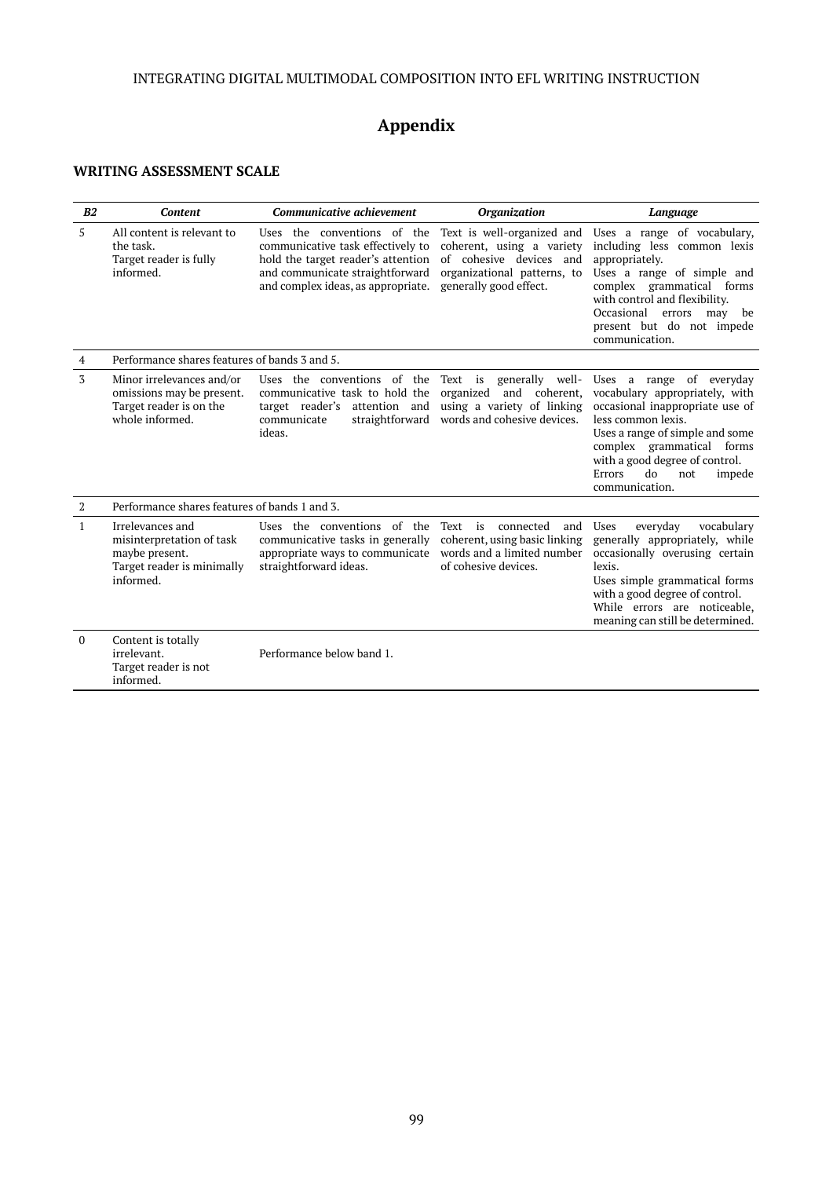# Appendix

## WRITING ASSESSMENT SCALE

| *B2* | *Content* | *Communicative achievement* | *Organization* | *Language* |
|---|---|---|---|---|
| 5 | All content is relevant to the task. Target reader is fully informed. | Uses the conventions of the communicative task effectively to hold the target reader's attention and communicate straightforward and complex ideas, as appropriate. | Text is well-organized and coherent, using a variety of cohesive devices and organizational patterns, to generally good effect. | Uses a range of vocabulary, including less common lexis appropriately. Uses a range of simple and complex grammatical forms with control and flexibility. Occasional errors may be present but do not impede communication. |
| 4 | Performance shares features of bands 3 and 5. | | | |
| 3 | Minor irrelevances and/or omissions may be present. Target reader is on the whole informed. | Uses the conventions of the communicative task to hold the target reader's attention and communicate straightforward ideas. | Text is generally well-organized and coherent, using a variety of linking words and cohesive devices. | Uses a range of everyday vocabulary appropriately, with occasional inappropriate use of less common lexis. Uses a range of simple and some complex grammatical forms with a good degree of control. Errors do not impede communication. |
| 2 | Performance shares features of bands 1 and 3. | | | |
| 1 | Irrelevances and misinterpretation of task maybe present. Target reader is minimally informed. | Uses the conventions of the communicative tasks in generally appropriate ways to communicate straightforward ideas. | Text is connected and coherent, using basic linking words and a limited number of cohesive devices. | Uses everyday vocabulary generally appropriately, while occasionally overusing certain lexis. Uses simple grammatical forms with a good degree of control. While errors are noticeable, meaning can still be determined. |
| 0 | Content is totally irrelevant. Target reader is not informed. | Performance below band 1. | | |